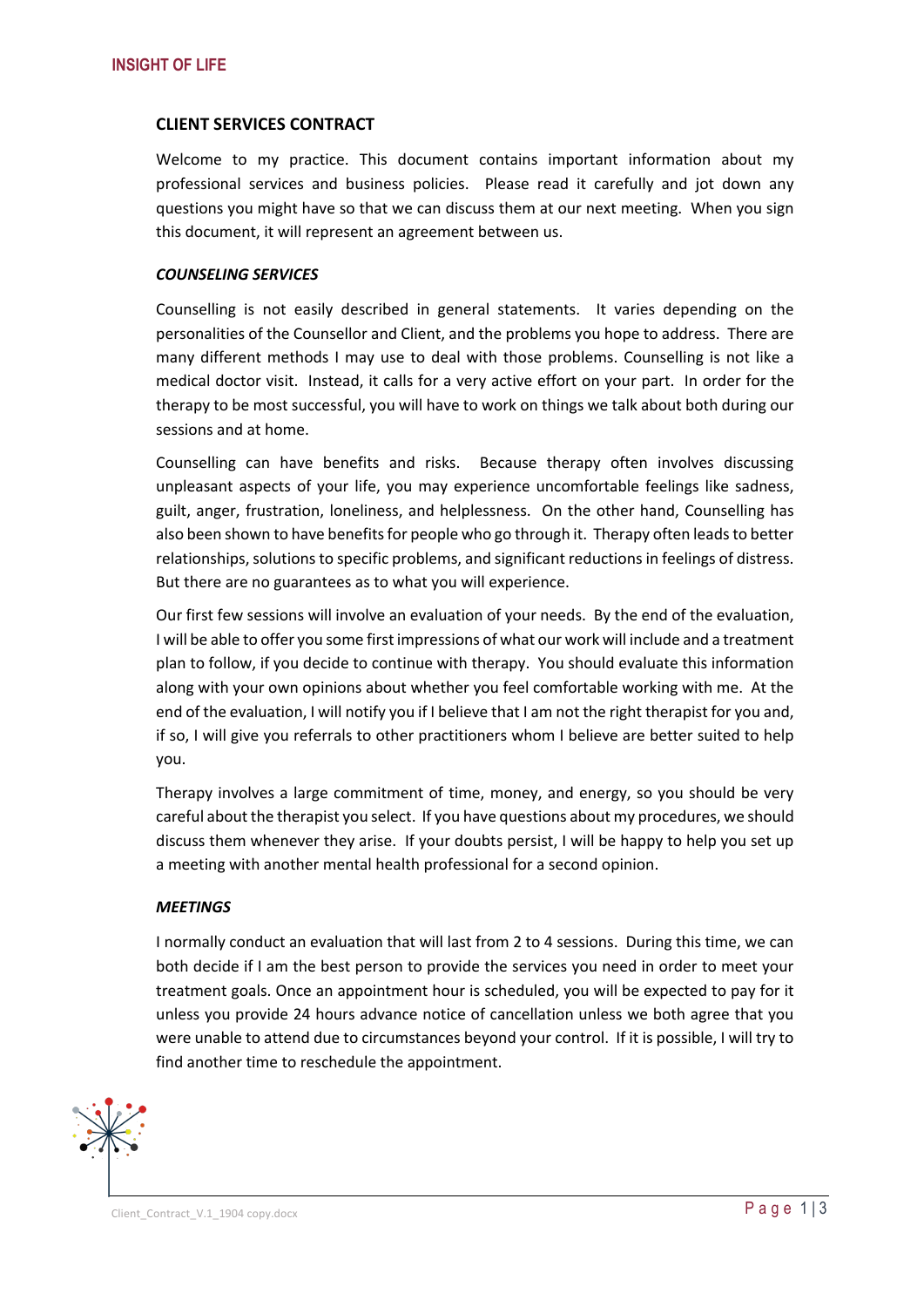## CLIENT SERVICES CONTRACT

Welcome to my practice. This document contains important information about my professional services and business policies. Please read it carefully and jot down any questions you might have so that we can discuss them at our next meeting. When you sign this document, it will represent an agreement between us.

### *COUNSELING SERVICES*

Counselling is not easily described in general statements. It varies depending on the personalities of the Counsellor and Client, and the problems you hope to address. There are many different methods I may use to deal with those problems. Counselling is not like a medical doctor visit. Instead, it calls for a very active effort on your part. In order for the therapy to be most successful, you will have to work on things we talk about both during our sessions and at home.

Counselling can have benefits and risks. Because therapy often involves discussing unpleasant aspects of your life, you may experience uncomfortable feelings like sadness, guilt, anger, frustration, loneliness, and helplessness. On the other hand, Counselling has also been shown to have benefits for people who go through it. Therapy often leads to better relationships, solutions to specific problems, and significant reductions in feelings of distress. But there are no guarantees as to what you will experience.

Our first few sessions will involve an evaluation of your needs. By the end of the evaluation, I will be able to offer you some first impressions of what our work will include and a treatment plan to follow, if you decide to continue with therapy. You should evaluate this information along with your own opinions about whether you feel comfortable working with me. At the end of the evaluation, I will notify you if I believe that I am not the right therapist for you and, if so, I will give you referrals to other practitioners whom I believe are better suited to help you.

Therapy involves a large commitment of time, money, and energy, so you should be very careful about the therapist you select. If you have questions about my procedures, we should discuss them whenever they arise. If your doubts persist, I will be happy to help you set up a meeting with another mental health professional for a second opinion.

### *MEETINGS*

I normally conduct an evaluation that will last from 2 to 4 sessions. During this time, we can both decide if I am the best person to provide the services you need in order to meet your treatment goals. Once an appointment hour is scheduled, you will be expected to pay for it unless you provide 24 hours advance notice of cancellation unless we both agree that you were unable to attend due to circumstances beyond your control. If it is possible, I will try to find another time to reschedule the appointment.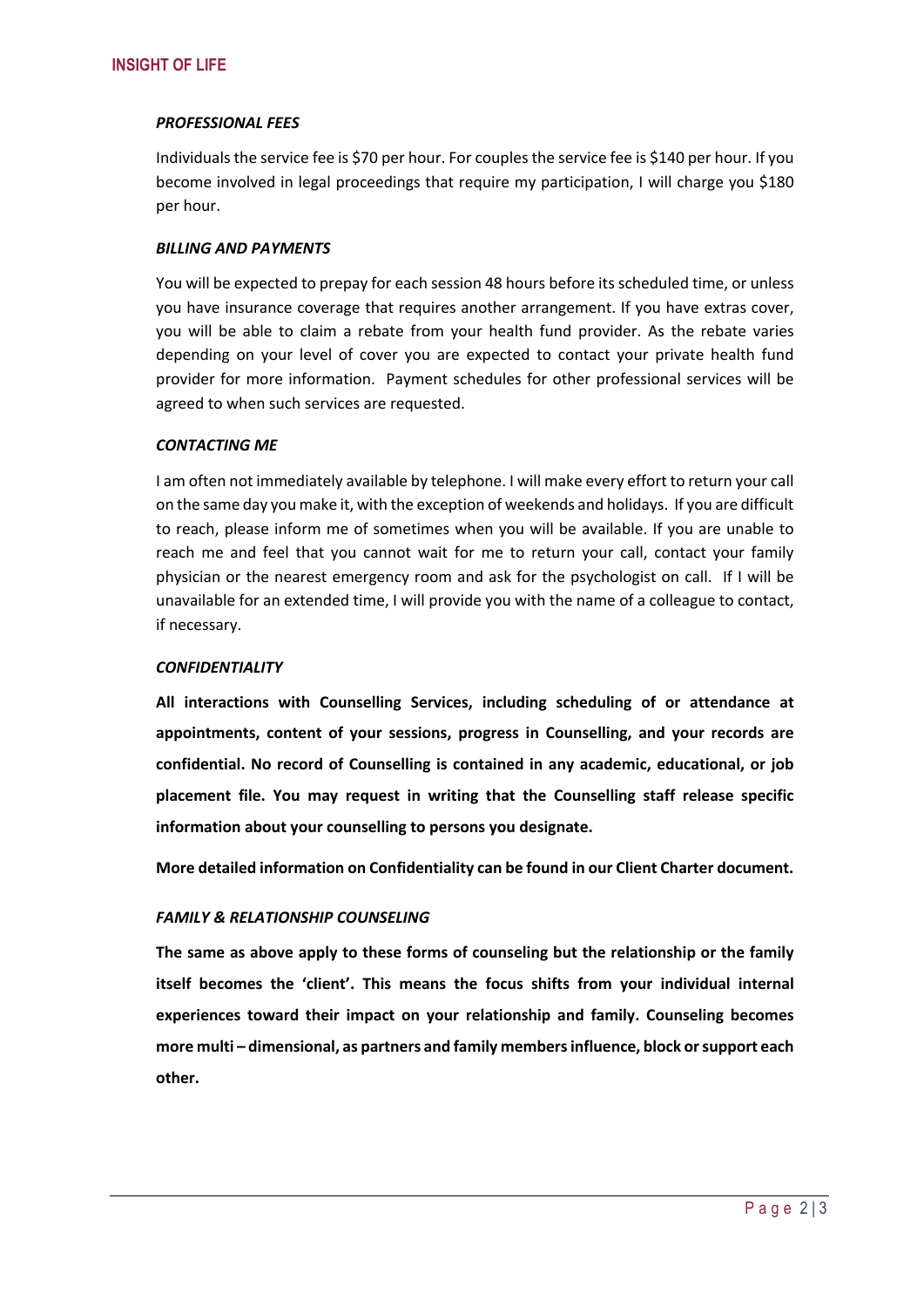### *PROFESSIONAL FEES*

Individuals the service fee is $70 per hour. For couples the service fee is $140 per hour. If you become involved in legal proceedings that require my participation, I will charge you $180 per hour.

### *BILLING AND PAYMENTS*

You will be expected to prepay for each session 48 hours before its scheduled time, or unless you have insurance coverage that requires another arrangement. If you have extras cover, you will be able to claim a rebate from your health fund provider. As the rebate varies depending on your level of cover you are expected to contact your private health fund provider for more information. Payment schedules for other professional services will be agreed to when such services are requested.

### *CONTACTING ME*

I am often not immediately available by telephone. I will make every effort to return your call on the same day you make it, with the exception of weekends and holidays. If you are difficult to reach, please inform me of sometimes when you will be available. If you are unable to reach me and feel that you cannot wait for me to return your call, contact your family physician or the nearest emergency room and ask for the psychologist on call. If I will be unavailable for an extended time, I will provide you with the name of a colleague to contact, if necessary.

### *CONFIDENTIALITY*

**All interactions with Counselling Services, including scheduling of or attendance at appointments, content of your sessions, progress in Counselling, and your records are confidential. No record of Counselling is contained in any academic, educational, or job placement file. You may request in writing that the Counselling staff release specific information about your counselling to persons you designate.**

**More detailed information on Confidentiality can be found in our Client Charter document.**

### *FAMILY & RELATIONSHIP COUNSELING*

**The same as above apply to these forms of counseling but the relationship or the family itself becomes the 'client'. This means the focus shifts from your individual internal experiences toward their impact on your relationship and family. Counseling becomes more multi – dimensional, as partners and family members influence, block or support each other.**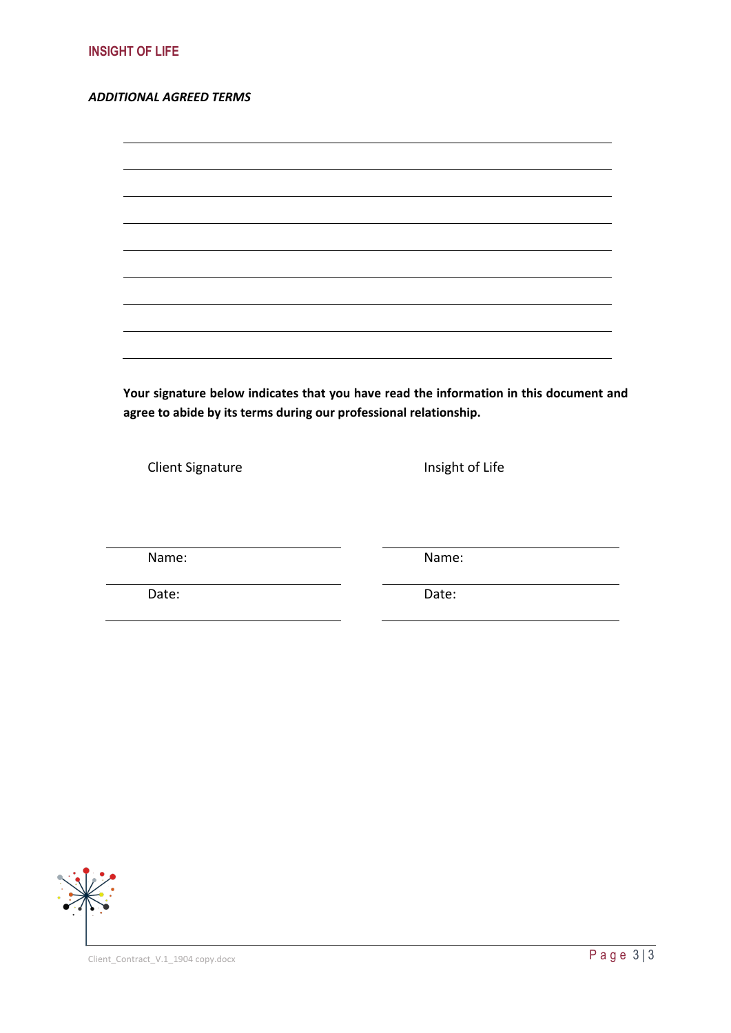***ADDITIONAL AGREED TERMS***

**Your signature below indicates that you have read the information in this document and agree to abide by its terms during our professional relationship.**

| Client Signature | Insight of Life |
|---|---|
| | |
| Name: | Name: |
| Date: | Date: |